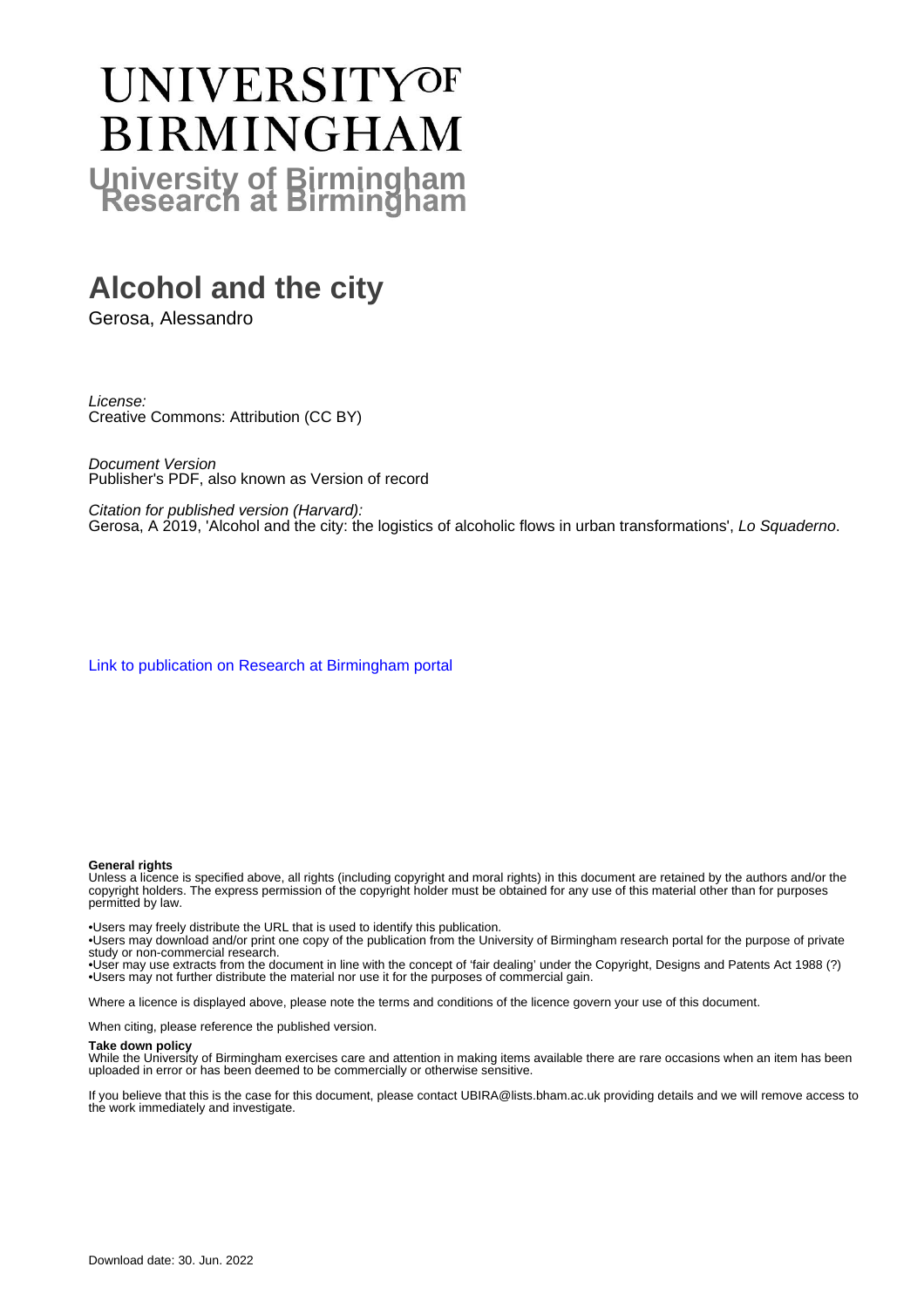# UNIVERSITY OF BIRMINGHAM

**University of Birmingham Research at Birmingham**

# Alcohol and the city

Gerosa, Alessandro

*License:*
Creative Commons: Attribution (CC BY)

*Document Version*
Publisher's PDF, also known as Version of record

*Citation for published version (Harvard):*
Gerosa, A 2019, 'Alcohol and the city: the logistics of alcoholic flows in urban transformations', *Lo Squaderno*.

Link to publication on Research at Birmingham portal

**General rights**
Unless a licence is specified above, all rights (including copyright and moral rights) in this document are retained by the authors and/or the copyright holders. The express permission of the copyright holder must be obtained for any use of this material other than for purposes permitted by law.

•Users may freely distribute the URL that is used to identify this publication.
•Users may download and/or print one copy of the publication from the University of Birmingham research portal for the purpose of private study or non-commercial research.
•User may use extracts from the document in line with the concept of 'fair dealing' under the Copyright, Designs and Patents Act 1988 (?)
•Users may not further distribute the material nor use it for the purposes of commercial gain.

Where a licence is displayed above, please note the terms and conditions of the licence govern your use of this document.

When citing, please reference the published version.

**Take down policy**
While the University of Birmingham exercises care and attention in making items available there are rare occasions when an item has been uploaded in error or has been deemed to be commercially or otherwise sensitive.

If you believe that this is the case for this document, please contact UBIRA@lists.bham.ac.uk providing details and we will remove access to the work immediately and investigate.

Download date: 30. Jun. 2022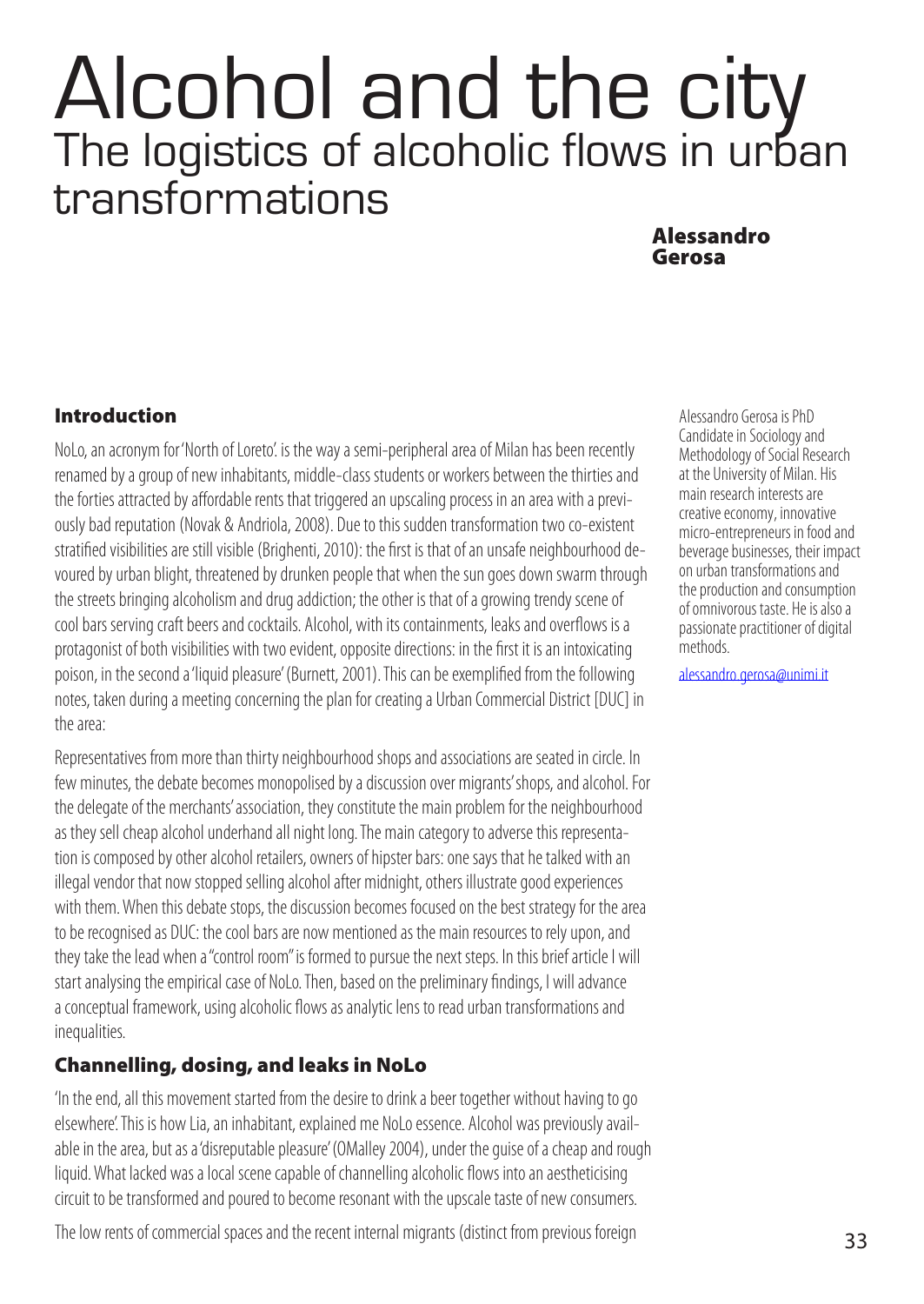# Alcohol and the city

## The logistics of alcoholic flows in urban transformations

**Alessandro Gerosa**

Alessandro Gerosa is PhD Candidate in Sociology and Methodology of Social Research at the University of Milan. His main research interests are creative economy, innovative micro-entrepreneurs in food and beverage businesses, their impact on urban transformations and the production and consumption of omnivorous taste. He is also a passionate practitioner of digital methods.

alessandro.gerosa@unimi.it

### Introduction

NoLo, an acronym for 'North of Loreto'. is the way a semi-peripheral area of Milan has been recently renamed by a group of new inhabitants, middle-class students or workers between the thirties and the forties attracted by affordable rents that triggered an upscaling process in an area with a previously bad reputation (Novak & Andriola, 2008). Due to this sudden transformation two co-existent stratified visibilities are still visible (Brighenti, 2010): the first is that of an unsafe neighbourhood devoured by urban blight, threatened by drunken people that when the sun goes down swarm through the streets bringing alcoholism and drug addiction; the other is that of a growing trendy scene of cool bars serving craft beers and cocktails. Alcohol, with its containments, leaks and overflows is a protagonist of both visibilities with two evident, opposite directions: in the first it is an intoxicating poison, in the second a 'liquid pleasure' (Burnett, 2001). This can be exemplified from the following notes, taken during a meeting concerning the plan for creating a Urban Commercial District [DUC] in the area:

Representatives from more than thirty neighbourhood shops and associations are seated in circle. In few minutes, the debate becomes monopolised by a discussion over migrants' shops, and alcohol. For the delegate of the merchants' association, they constitute the main problem for the neighbourhood as they sell cheap alcohol underhand all night long. The main category to adverse this representation is composed by other alcohol retailers, owners of hipster bars: one says that he talked with an illegal vendor that now stopped selling alcohol after midnight, others illustrate good experiences with them. When this debate stops, the discussion becomes focused on the best strategy for the area to be recognised as DUC: the cool bars are now mentioned as the main resources to rely upon, and they take the lead when a "control room" is formed to pursue the next steps. In this brief article I will start analysing the empirical case of NoLo. Then, based on the preliminary findings, I will advance a conceptual framework, using alcoholic flows as analytic lens to read urban transformations and inequalities.

### Channelling, dosing, and leaks in NoLo

'In the end, all this movement started from the desire to drink a beer together without having to go elsewhere'. This is how Lia, an inhabitant, explained me NoLo essence. Alcohol was previously available in the area, but as a 'disreputable pleasure' (OMalley 2004), under the guise of a cheap and rough liquid. What lacked was a local scene capable of channelling alcoholic flows into an aestheticising circuit to be transformed and poured to become resonant with the upscale taste of new consumers.

The low rents of commercial spaces and the recent internal migrants (distinct from previous foreign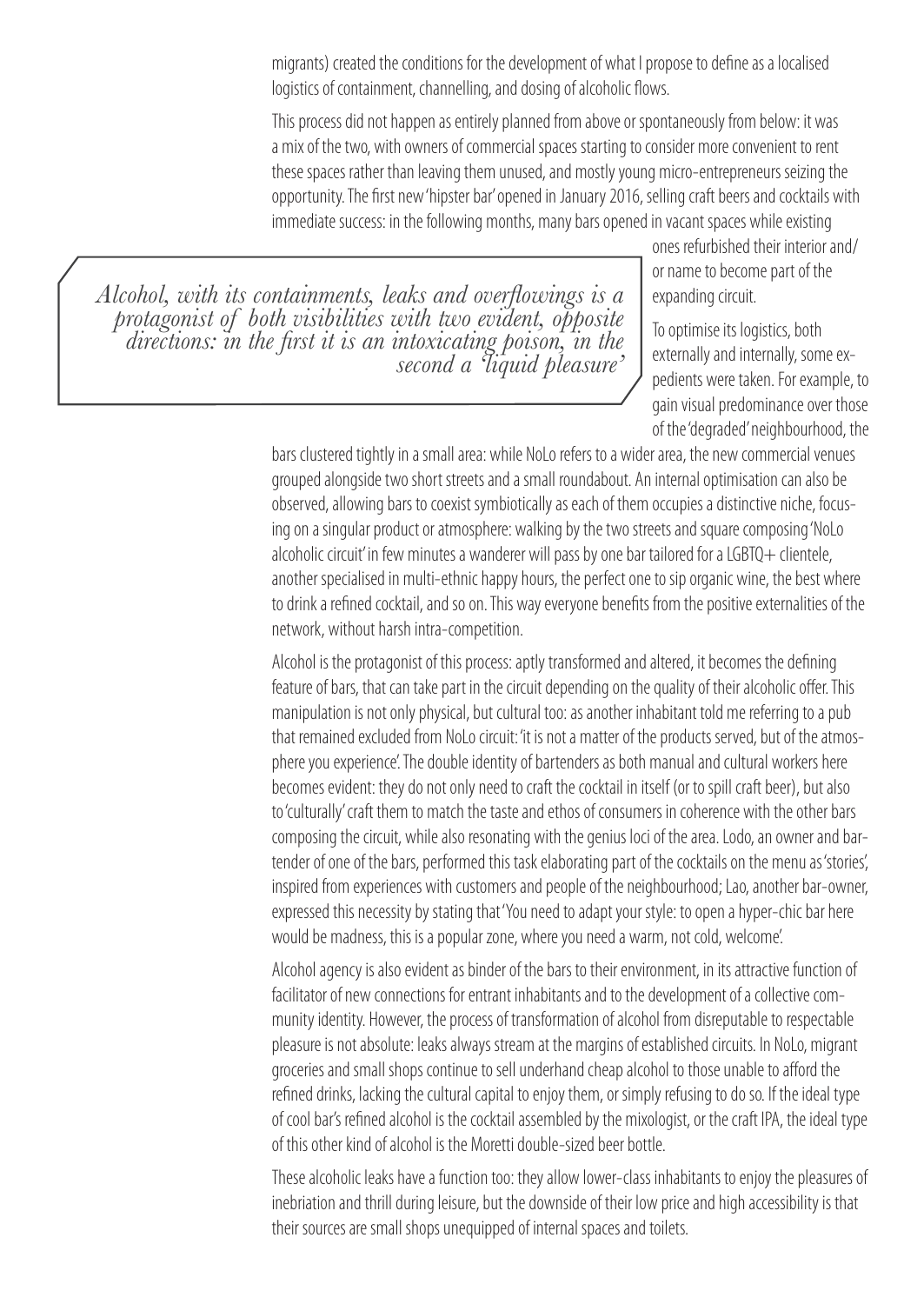migrants) created the conditions for the development of what I propose to define as a localised logistics of containment, channelling, and dosing of alcoholic flows.

This process did not happen as entirely planned from above or spontaneously from below: it was a mix of the two, with owners of commercial spaces starting to consider more convenient to rent these spaces rather than leaving them unused, and mostly young micro-entrepreneurs seizing the opportunity. The first new 'hipster bar' opened in January 2016, selling craft beers and cocktails with immediate success: in the following months, many bars opened in vacant spaces while existing ones refurbished their interior and/or name to become part of the expanding circuit.

> *Alcohol, with its containments, leaks and overflowings is a protagonist of both visibilities with two evident, opposite directions: in the first it is an intoxicating poison, in the second a 'liquid pleasure'*

To optimise its logistics, both externally and internally, some expedients were taken. For example, to gain visual predominance over those of the 'degraded' neighbourhood, the bars clustered tightly in a small area: while NoLo refers to a wider area, the new commercial venues grouped alongside two short streets and a small roundabout. An internal optimisation can also be observed, allowing bars to coexist symbiotically as each of them occupies a distinctive niche, focusing on a singular product or atmosphere: walking by the two streets and square composing 'NoLo alcoholic circuit' in few minutes a wanderer will pass by one bar tailored for a LGBTQ+ clientele, another specialised in multi-ethnic happy hours, the perfect one to sip organic wine, the best where to drink a refined cocktail, and so on. This way everyone benefits from the positive externalities of the network, without harsh intra-competition.

Alcohol is the protagonist of this process: aptly transformed and altered, it becomes the defining feature of bars, that can take part in the circuit depending on the quality of their alcoholic offer. This manipulation is not only physical, but cultural too: as another inhabitant told me referring to a pub that remained excluded from NoLo circuit: 'it is not a matter of the products served, but of the atmosphere you experience'. The double identity of bartenders as both manual and cultural workers here becomes evident: they do not only need to craft the cocktail in itself (or to spill craft beer), but also to 'culturally' craft them to match the taste and ethos of consumers in coherence with the other bars composing the circuit, while also resonating with the genius loci of the area. Lodo, an owner and bartender of one of the bars, performed this task elaborating part of the cocktails on the menu as 'stories', inspired from experiences with customers and people of the neighbourhood; Lao, another bar-owner, expressed this necessity by stating that 'You need to adapt your style: to open a hyper-chic bar here would be madness, this is a popular zone, where you need a warm, not cold, welcome'.

Alcohol agency is also evident as binder of the bars to their environment, in its attractive function of facilitator of new connections for entrant inhabitants and to the development of a collective community identity. However, the process of transformation of alcohol from disreputable to respectable pleasure is not absolute: leaks always stream at the margins of established circuits. In NoLo, migrant groceries and small shops continue to sell underhand cheap alcohol to those unable to afford the refined drinks, lacking the cultural capital to enjoy them, or simply refusing to do so. If the ideal type of cool bar's refined alcohol is the cocktail assembled by the mixologist, or the craft IPA, the ideal type of this other kind of alcohol is the Moretti double-sized beer bottle.

These alcoholic leaks have a function too: they allow lower-class inhabitants to enjoy the pleasures of inebriation and thrill during leisure, but the downside of their low price and high accessibility is that their sources are small shops unequipped of internal spaces and toilets.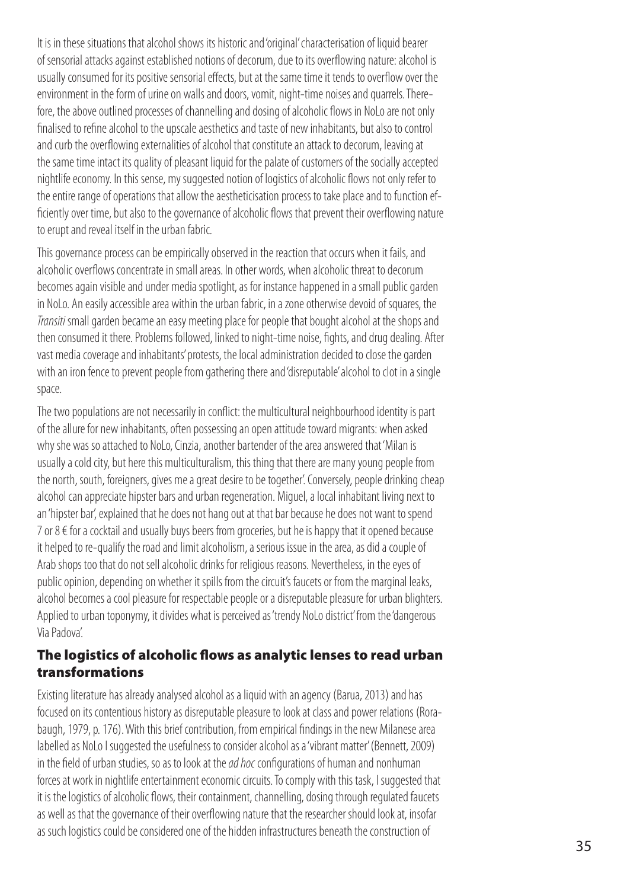It is in these situations that alcohol shows its historic and 'original' characterisation of liquid bearer of sensorial attacks against established notions of decorum, due to its overflowing nature: alcohol is usually consumed for its positive sensorial effects, but at the same time it tends to overflow over the environment in the form of urine on walls and doors, vomit, night-time noises and quarrels. Therefore, the above outlined processes of channelling and dosing of alcoholic flows in NoLo are not only finalised to refine alcohol to the upscale aesthetics and taste of new inhabitants, but also to control and curb the overflowing externalities of alcohol that constitute an attack to decorum, leaving at the same time intact its quality of pleasant liquid for the palate of customers of the socially accepted nightlife economy. In this sense, my suggested notion of logistics of alcoholic flows not only refer to the entire range of operations that allow the aestheticisation process to take place and to function efficiently over time, but also to the governance of alcoholic flows that prevent their overflowing nature to erupt and reveal itself in the urban fabric.

This governance process can be empirically observed in the reaction that occurs when it fails, and alcoholic overflows concentrate in small areas. In other words, when alcoholic threat to decorum becomes again visible and under media spotlight, as for instance happened in a small public garden in NoLo. An easily accessible area within the urban fabric, in a zone otherwise devoid of squares, the *Transiti* small garden became an easy meeting place for people that bought alcohol at the shops and then consumed it there. Problems followed, linked to night-time noise, fights, and drug dealing. After vast media coverage and inhabitants' protests, the local administration decided to close the garden with an iron fence to prevent people from gathering there and 'disreputable' alcohol to clot in a single space.

The two populations are not necessarily in conflict: the multicultural neighbourhood identity is part of the allure for new inhabitants, often possessing an open attitude toward migrants: when asked why she was so attached to NoLo, Cinzia, another bartender of the area answered that 'Milan is usually a cold city, but here this multiculturalism, this thing that there are many young people from the north, south, foreigners, gives me a great desire to be together'. Conversely, people drinking cheap alcohol can appreciate hipster bars and urban regeneration. Miguel, a local inhabitant living next to an 'hipster bar', explained that he does not hang out at that bar because he does not want to spend 7 or 8 € for a cocktail and usually buys beers from groceries, but he is happy that it opened because it helped to re-qualify the road and limit alcoholism, a serious issue in the area, as did a couple of Arab shops too that do not sell alcoholic drinks for religious reasons. Nevertheless, in the eyes of public opinion, depending on whether it spills from the circuit's faucets or from the marginal leaks, alcohol becomes a cool pleasure for respectable people or a disreputable pleasure for urban blighters. Applied to urban toponymy, it divides what is perceived as 'trendy NoLo district' from the 'dangerous Via Padova'.

## The logistics of alcoholic flows as analytic lenses to read urban transformations

Existing literature has already analysed alcohol as a liquid with an agency (Barua, 2013) and has focused on its contentious history as disreputable pleasure to look at class and power relations (Rorabaugh, 1979, p. 176). With this brief contribution, from empirical findings in the new Milanese area labelled as NoLo I suggested the usefulness to consider alcohol as a 'vibrant matter' (Bennett, 2009) in the field of urban studies, so as to look at the *ad hoc* configurations of human and nonhuman forces at work in nightlife entertainment economic circuits. To comply with this task, I suggested that it is the logistics of alcoholic flows, their containment, channelling, dosing through regulated faucets as well as that the governance of their overflowing nature that the researcher should look at, insofar as such logistics could be considered one of the hidden infrastructures beneath the construction of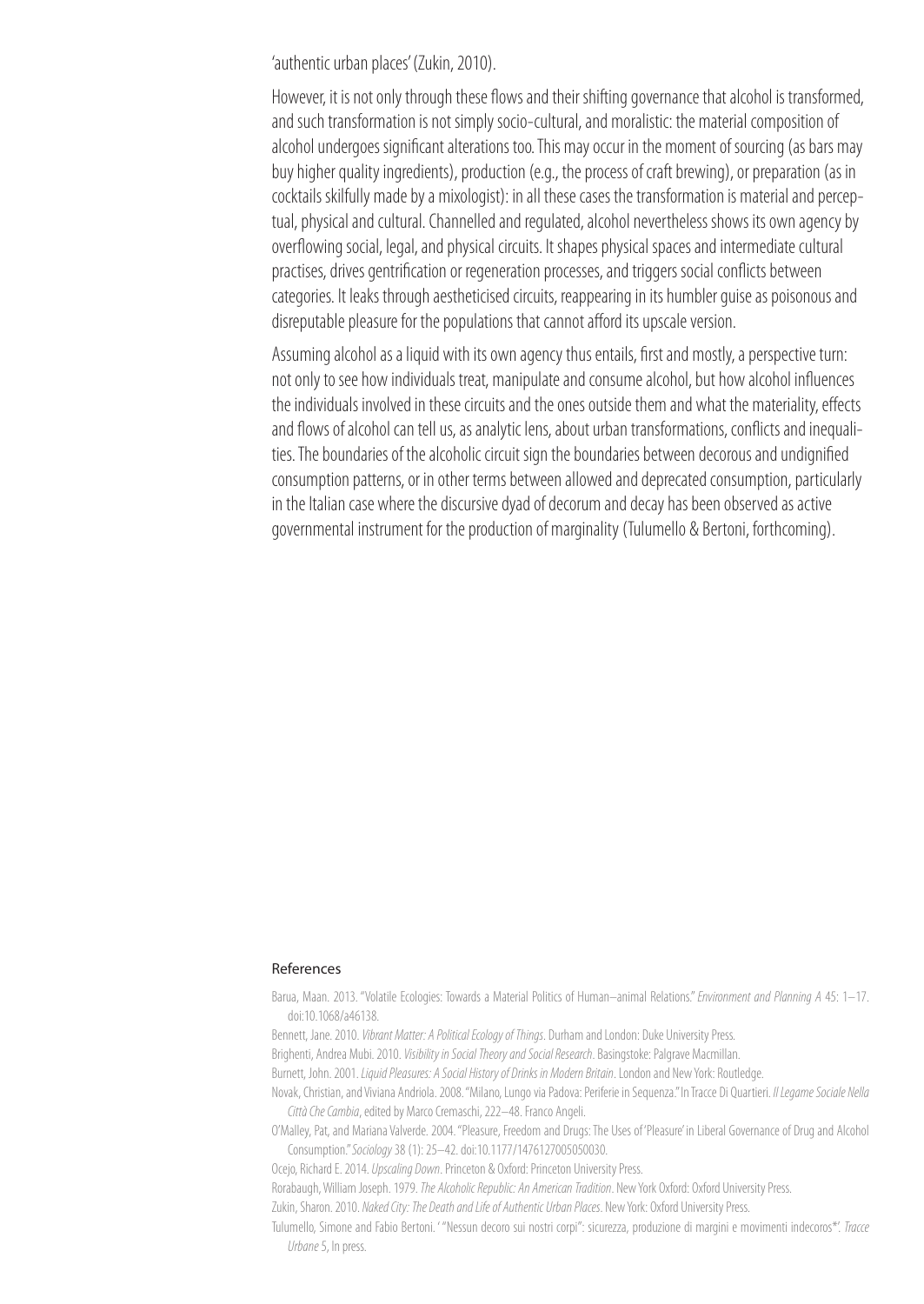'authentic urban places' (Zukin, 2010).

However, it is not only through these flows and their shifting governance that alcohol is transformed, and such transformation is not simply socio-cultural, and moralistic: the material composition of alcohol undergoes significant alterations too. This may occur in the moment of sourcing (as bars may buy higher quality ingredients), production (e.g., the process of craft brewing), or preparation (as in cocktails skilfully made by a mixologist): in all these cases the transformation is material and perceptual, physical and cultural. Channelled and regulated, alcohol nevertheless shows its own agency by overflowing social, legal, and physical circuits. It shapes physical spaces and intermediate cultural practises, drives gentrification or regeneration processes, and triggers social conflicts between categories. It leaks through aestheticised circuits, reappearing in its humbler guise as poisonous and disreputable pleasure for the populations that cannot afford its upscale version.

Assuming alcohol as a liquid with its own agency thus entails, first and mostly, a perspective turn: not only to see how individuals treat, manipulate and consume alcohol, but how alcohol influences the individuals involved in these circuits and the ones outside them and what the materiality, effects and flows of alcohol can tell us, as analytic lens, about urban transformations, conflicts and inequalities. The boundaries of the alcoholic circuit sign the boundaries between decorous and undignified consumption patterns, or in other terms between allowed and deprecated consumption, particularly in the Italian case where the discursive dyad of decorum and decay has been observed as active governmental instrument for the production of marginality (Tulumello & Bertoni, forthcoming).

## References

Barua, Maan. 2013. "Volatile Ecologies: Towards a Material Politics of Human–animal Relations." *Environment and Planning A* 45: 1–17. doi:10.1068/a46138.

Bennett, Jane. 2010. *Vibrant Matter: A Political Ecology of Things*. Durham and London: Duke University Press.

Brighenti, Andrea Mubi. 2010. *Visibility in Social Theory and Social Research*. Basingstoke: Palgrave Macmillan.

Burnett, John. 2001. *Liquid Pleasures: A Social History of Drinks in Modern Britain*. London and New York: Routledge.

Novak, Christian, and Viviana Andriola. 2008. "Milano, Lungo via Padova: Periferie in Sequenza." In Tracce Di Quartieri. *Il Legame Sociale Nella Città Che Cambia*, edited by Marco Cremaschi, 222–48. Franco Angeli.

O'Malley, Pat, and Mariana Valverde. 2004. "Pleasure, Freedom and Drugs: The Uses of 'Pleasure' in Liberal Governance of Drug and Alcohol Consumption." *Sociology* 38 (1): 25–42. doi:10.1177/1476127005050030.

Ocejo, Richard E. 2014. *Upscaling Down*. Princeton & Oxford: Princeton University Press.

Rorabaugh, William Joseph. 1979. *The Alcoholic Republic: An American Tradition*. New York Oxford: Oxford University Press.

Zukin, Sharon. 2010. *Naked City: The Death and Life of Authentic Urban Places*. New York: Oxford University Press.

Tulumello, Simone and Fabio Bertoni. ' "Nessun decoro sui nostri corpi": sicurezza, produzione di margini e movimenti indecoros\*'. *Tracce Urbane* 5, In press.